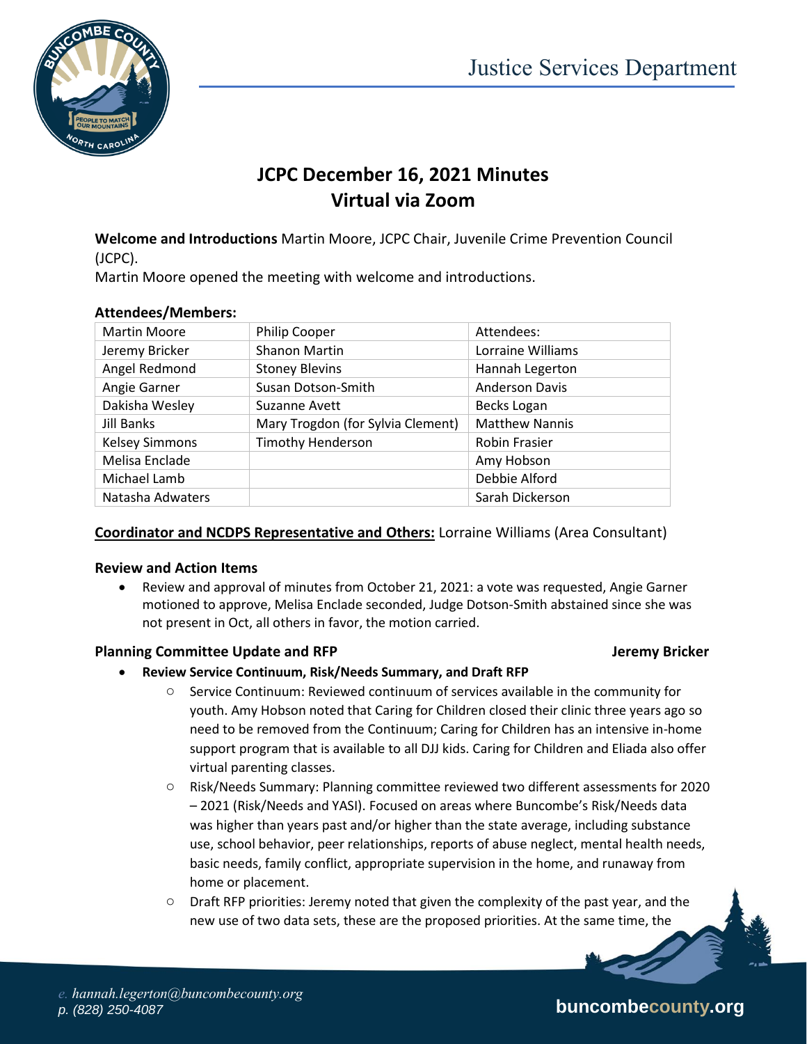Justice Services Department

# JCPC December 16, 2021 Minutes
# Virtual via Zoom

**Welcome and Introductions** Martin Moore, JCPC Chair, Juvenile Crime Prevention Council (JCPC).

Martin Moore opened the meeting with welcome and introductions.

**Attendees/Members:**

| Martin Moore | Philip Cooper | Attendees: |
|---|---|---|
| Jeremy Bricker | Shanon Martin | Lorraine Williams |
| Angel Redmond | Stoney Blevins | Hannah Legerton |
| Angie Garner | Susan Dotson-Smith | Anderson Davis |
| Dakisha Wesley | Suzanne Avett | Becks Logan |
| Jill Banks | Mary Trogdon (for Sylvia Clement) | Matthew Nannis |
| Kelsey Simmons | Timothy Henderson | Robin Frasier |
| Melisa Enclade | | Amy Hobson |
| Michael Lamb | | Debbie Alford |
| Natasha Adwaters | | Sarah Dickerson |

**Coordinator and NCDPS Representative and Others:** Lorraine Williams (Area Consultant)

**Review and Action Items**

- Review and approval of minutes from October 21, 2021: a vote was requested, Angie Garner motioned to approve, Melisa Enclade seconded, Judge Dotson-Smith abstained since she was not present in Oct, all others in favor, the motion carried.

**Planning Committee Update and RFP** **Jeremy Bricker**

- **Review Service Continuum, Risk/Needs Summary, and Draft RFP**
  - Service Continuum: Reviewed continuum of services available in the community for youth. Amy Hobson noted that Caring for Children closed their clinic three years ago so need to be removed from the Continuum; Caring for Children has an intensive in-home support program that is available to all DJJ kids. Caring for Children and Eliada also offer virtual parenting classes.
  - Risk/Needs Summary: Planning committee reviewed two different assessments for 2020 – 2021 (Risk/Needs and YASI). Focused on areas where Buncombe's Risk/Needs data was higher than years past and/or higher than the state average, including substance use, school behavior, peer relationships, reports of abuse neglect, mental health needs, basic needs, family conflict, appropriate supervision in the home, and runaway from home or placement.
  - Draft RFP priorities: Jeremy noted that given the complexity of the past year, and the new use of two data sets, these are the proposed priorities. At the same time, the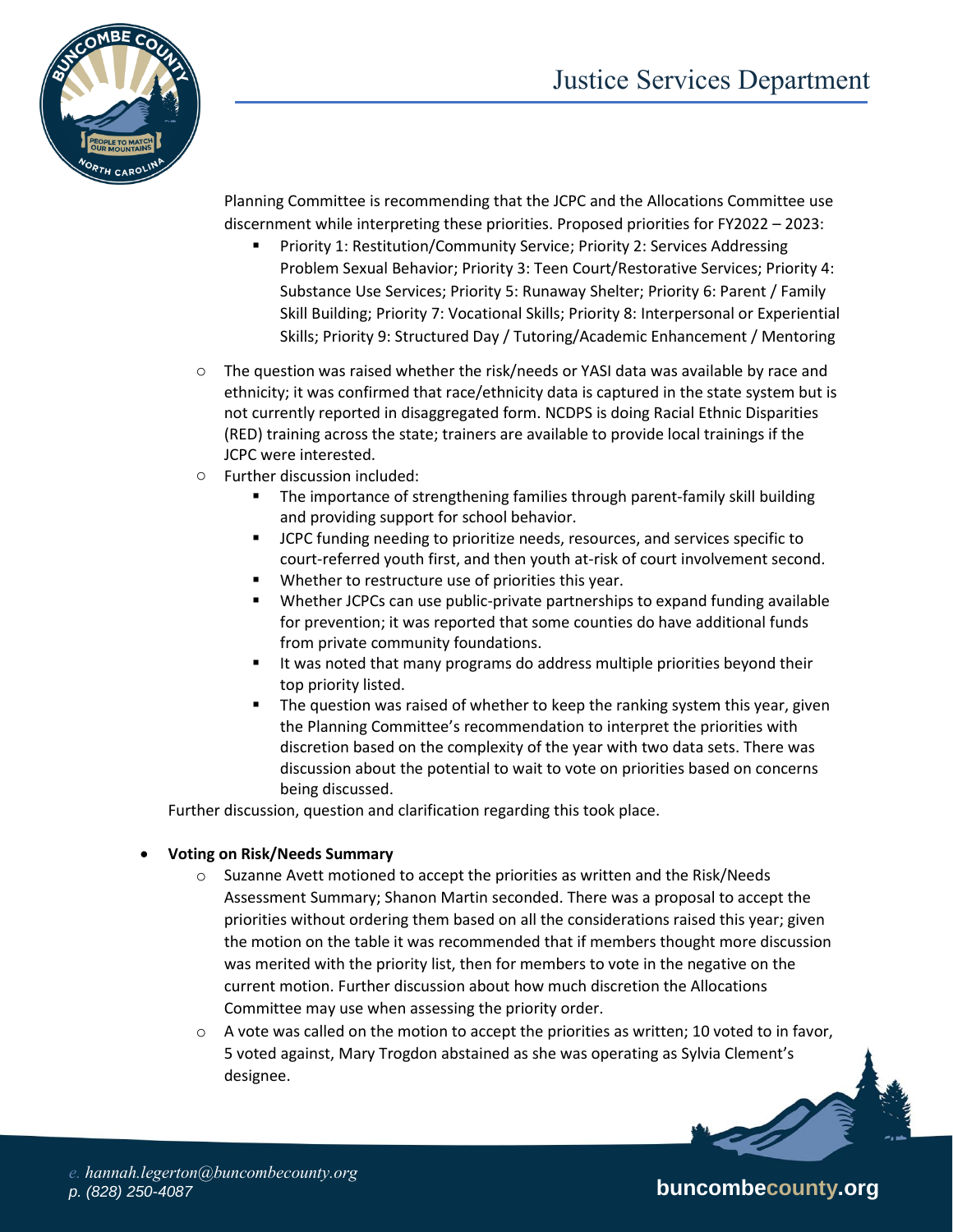Planning Committee is recommending that the JCPC and the Allocations Committee use discernment while interpreting these priorities. Proposed priorities for FY2022 – 2023:

  - Priority 1: Restitution/Community Service; Priority 2: Services Addressing Problem Sexual Behavior; Priority 3: Teen Court/Restorative Services; Priority 4: Substance Use Services; Priority 5: Runaway Shelter; Priority 6: Parent / Family Skill Building; Priority 7: Vocational Skills; Priority 8: Interpersonal or Experiential Skills; Priority 9: Structured Day / Tutoring/Academic Enhancement / Mentoring

- The question was raised whether the risk/needs or YASI data was available by race and ethnicity; it was confirmed that race/ethnicity data is captured in the state system but is not currently reported in disaggregated form. NCDPS is doing Racial Ethnic Disparities (RED) training across the state; trainers are available to provide local trainings if the JCPC were interested.
- Further discussion included:
  - The importance of strengthening families through parent-family skill building and providing support for school behavior.
  - JCPC funding needing to prioritize needs, resources, and services specific to court-referred youth first, and then youth at-risk of court involvement second.
  - Whether to restructure use of priorities this year.
  - Whether JCPCs can use public-private partnerships to expand funding available for prevention; it was reported that some counties do have additional funds from private community foundations.
  - It was noted that many programs do address multiple priorities beyond their top priority listed.
  - The question was raised of whether to keep the ranking system this year, given the Planning Committee's recommendation to interpret the priorities with discretion based on the complexity of the year with two data sets. There was discussion about the potential to wait to vote on priorities based on concerns being discussed.

Further discussion, question and clarification regarding this took place.

- **Voting on Risk/Needs Summary**
  - Suzanne Avett motioned to accept the priorities as written and the Risk/Needs Assessment Summary; Shanon Martin seconded. There was a proposal to accept the priorities without ordering them based on all the considerations raised this year; given the motion on the table it was recommended that if members thought more discussion was merited with the priority list, then for members to vote in the negative on the current motion. Further discussion about how much discretion the Allocations Committee may use when assessing the priority order.
  - A vote was called on the motion to accept the priorities as written; 10 voted to in favor, 5 voted against, Mary Trogdon abstained as she was operating as Sylvia Clement's designee.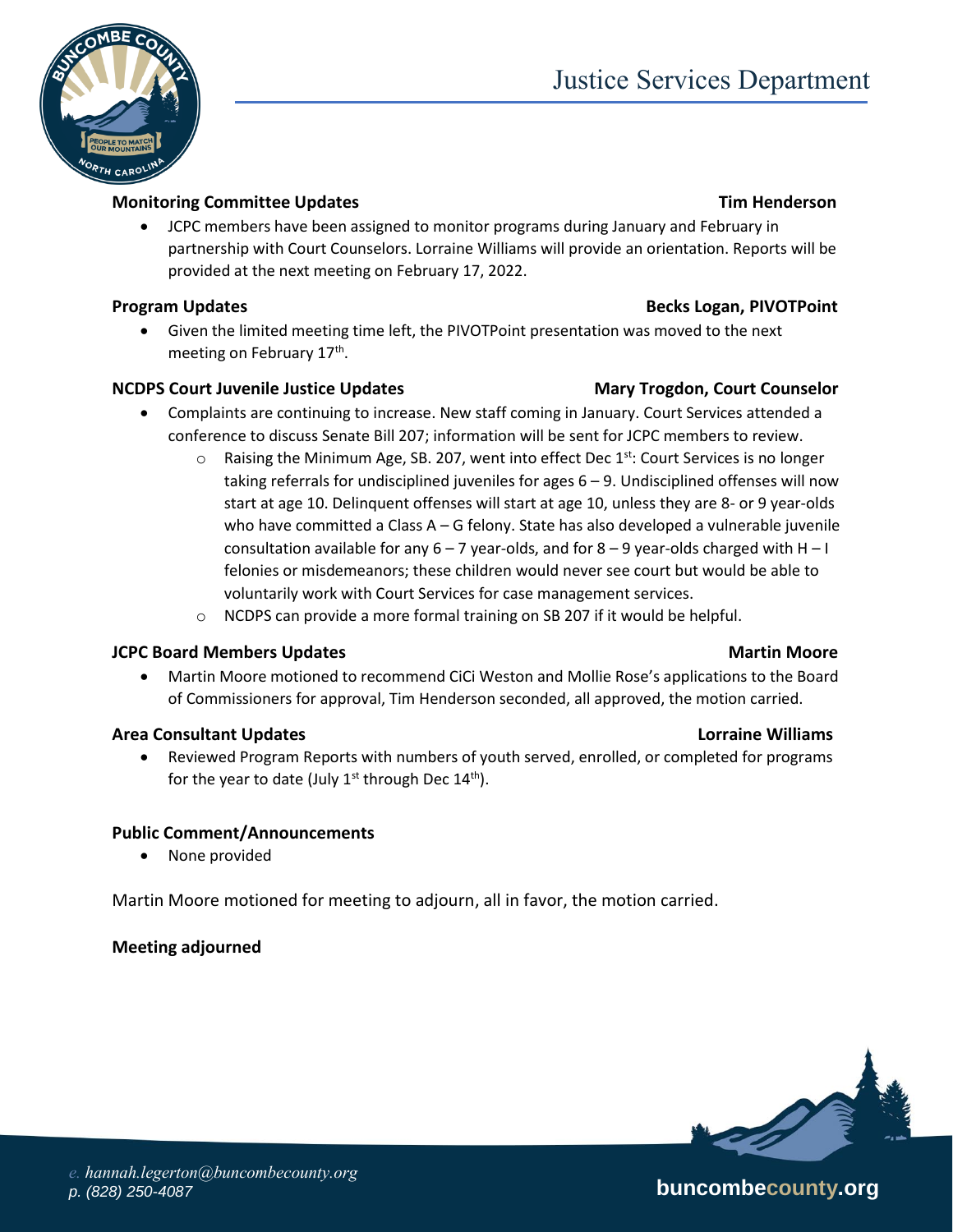**Monitoring Committee Updates** **Tim Henderson**

- JCPC members have been assigned to monitor programs during January and February in partnership with Court Counselors. Lorraine Williams will provide an orientation. Reports will be provided at the next meeting on February 17, 2022.

**Program Updates** **Becks Logan, PIVOTPoint**

- Given the limited meeting time left, the PIVOTPoint presentation was moved to the next meeting on February 17th.

**NCDPS Court Juvenile Justice Updates** **Mary Trogdon, Court Counselor**

- Complaints are continuing to increase. New staff coming in January. Court Services attended a conference to discuss Senate Bill 207; information will be sent for JCPC members to review.
  - Raising the Minimum Age, SB. 207, went into effect Dec 1st: Court Services is no longer taking referrals for undisciplined juveniles for ages 6 – 9. Undisciplined offenses will now start at age 10. Delinquent offenses will start at age 10, unless they are 8- or 9 year-olds who have committed a Class A – G felony. State has also developed a vulnerable juvenile consultation available for any 6 – 7 year-olds, and for 8 – 9 year-olds charged with H – I felonies or misdemeanors; these children would never see court but would be able to voluntarily work with Court Services for case management services.
  - NCDPS can provide a more formal training on SB 207 if it would be helpful.

**JCPC Board Members Updates** **Martin Moore**

- Martin Moore motioned to recommend CiCi Weston and Mollie Rose's applications to the Board of Commissioners for approval, Tim Henderson seconded, all approved, the motion carried.

**Area Consultant Updates** **Lorraine Williams**

- Reviewed Program Reports with numbers of youth served, enrolled, or completed for programs for the year to date (July 1st through Dec 14th).

**Public Comment/Announcements**

- None provided

Martin Moore motioned for meeting to adjourn, all in favor, the motion carried.

**Meeting adjourned**